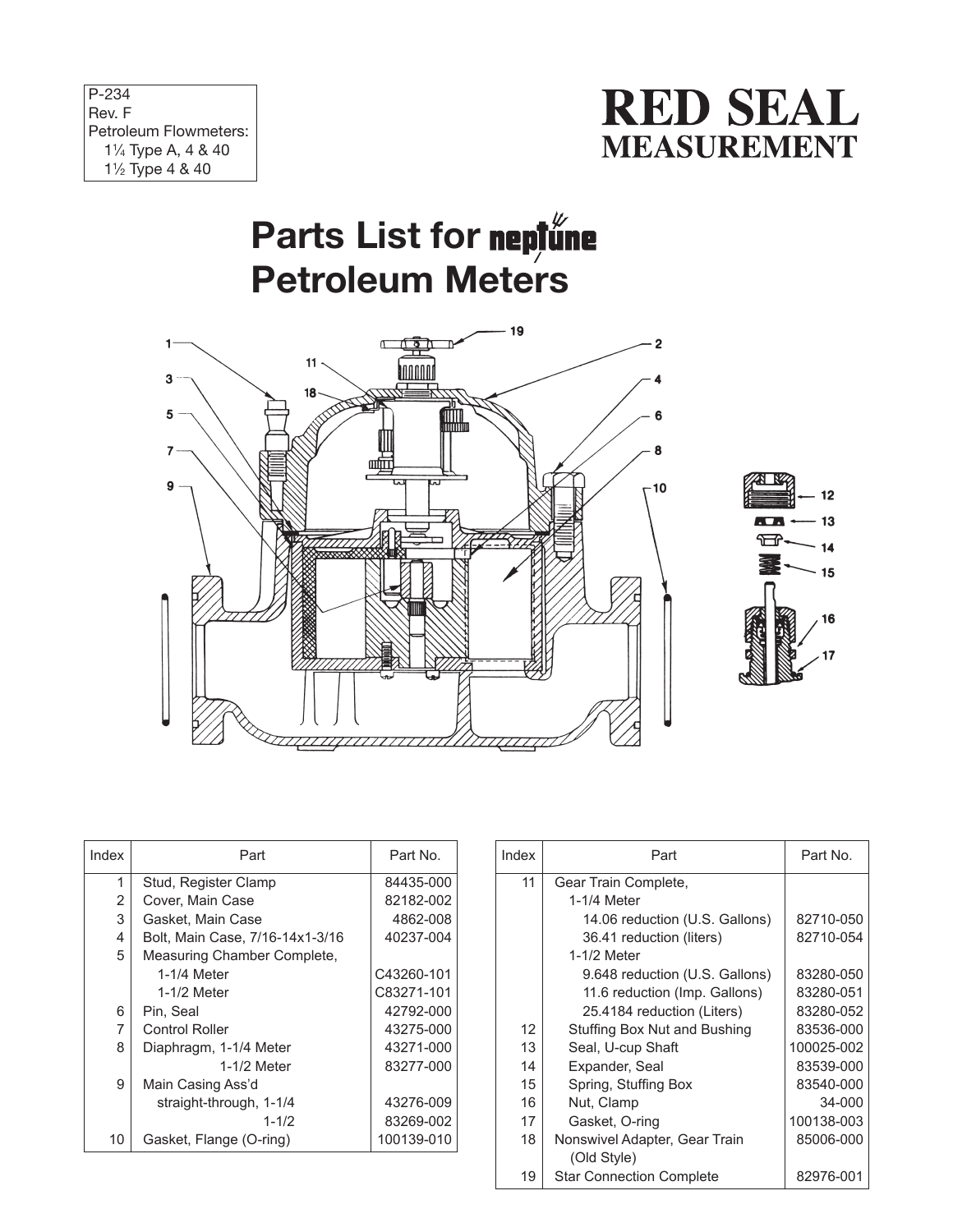P-234
Rev. F
Petroleum Flowmeters:
1¼ Type A, 4 & 40
1½ Type 4 & 40

**RED SEAL MEASUREMENT**

# Parts List for neptune Petroleum Meters

| Index | Part | Part No. |
|---|---|---|
| 1 | Stud, Register Clamp | 84435-000 |
| 2 | Cover, Main Case | 82182-002 |
| 3 | Gasket, Main Case | 4862-008 |
| 4 | Bolt, Main Case, 7/16-14x1-3/16 | 40237-004 |
| 5 | Measuring Chamber Complete, | |
| | 1-1/4 Meter | C43260-101 |
| | 1-1/2 Meter | C83271-101 |
| 6 | Pin, Seal | 42792-000 |
| 7 | Control Roller | 43275-000 |
| 8 | Diaphragm, 1-1/4 Meter | 43271-000 |
| | 1-1/2 Meter | 83277-000 |
| 9 | Main Casing Ass'd | |
| | straight-through, 1-1/4 | 43276-009 |
| | 1-1/2 | 83269-002 |
| 10 | Gasket, Flange (O-ring) | 100139-010 |

| Index | Part | Part No. |
|---|---|---|
| 11 | Gear Train Complete, | |
| | 1-1/4 Meter | |
| | 14.06 reduction (U.S. Gallons) | 82710-050 |
| | 36.41 reduction (liters) | 82710-054 |
| | 1-1/2 Meter | |
| | 9.648 reduction (U.S. Gallons) | 83280-050 |
| | 11.6 reduction (Imp. Gallons) | 83280-051 |
| | 25.4184 reduction (Liters) | 83280-052 |
| 12 | Stuffing Box Nut and Bushing | 83536-000 |
| 13 | Seal, U-cup Shaft | 100025-002 |
| 14 | Expander, Seal | 83539-000 |
| 15 | Spring, Stuffing Box | 83540-000 |
| 16 | Nut, Clamp | 34-000 |
| 17 | Gasket, O-ring | 100138-003 |
| 18 | Nonswivel Adapter, Gear Train (Old Style) | 85006-000 |
| 19 | Star Connection Complete | 82976-001 |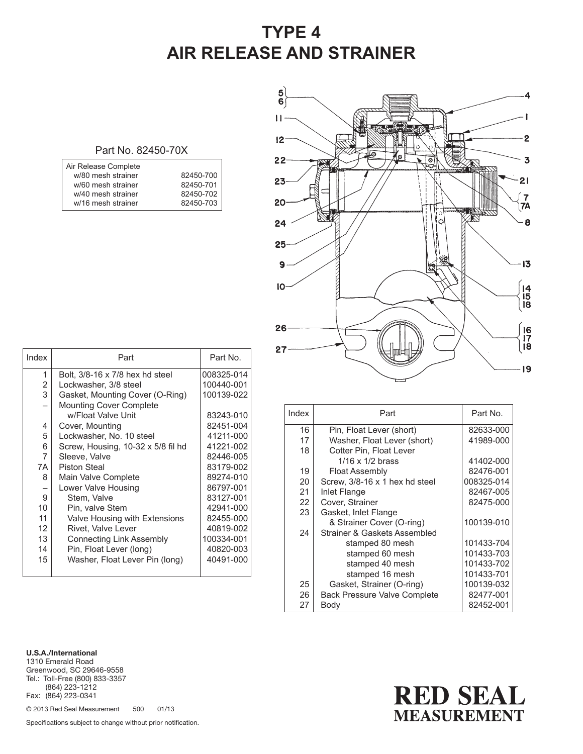# TYPE 4
# AIR RELEASE AND STRAINER

Part No. 82450-70X

| | |
|---|---|
| Air Release Complete | |
| w/80 mesh strainer | 82450-700 |
| w/60 mesh strainer | 82450-701 |
| w/40 mesh strainer | 82450-702 |
| w/16 mesh strainer | 82450-703 |

5
6
11
12
22
23
20
24
25
9
10
26
27
4
1
2
3
21
7
7A
8
13
14
15
18
16
17
18
19

| Index | Part | Part No. |
|---|---|---|
| 1 | Bolt, 3/8-16 x 7/8 hex hd steel | 008325-014 |
| 2 | Lockwasher, 3/8 steel | 100440-001 |
| 3 | Gasket, Mounting Cover (O-Ring) | 100139-022 |
| – | Mounting Cover Complete w/Float Valve Unit | 83243-010 |
| 4 | Cover, Mounting | 82451-004 |
| 5 | Lockwasher, No. 10 steel | 41211-000 |
| 6 | Screw, Housing, 10-32 x 5/8 fil hd | 41221-002 |
| 7 | Sleeve, Valve | 82446-005 |
| 7A | Piston Steal | 83179-002 |
| 8 | Main Valve Complete | 89274-010 |
| – | Lower Valve Housing | 86797-001 |
| 9 | Stem, Valve | 83127-001 |
| 10 | Pin, valve Stem | 42941-000 |
| 11 | Valve Housing with Extensions | 82455-000 |
| 12 | Rivet, Valve Lever | 40819-002 |
| 13 | Connecting Link Assembly | 100334-001 |
| 14 | Pin, Float Lever (long) | 40820-003 |
| 15 | Washer, Float Lever Pin (long) | 40491-000 |

| Index | Part | Part No. |
|---|---|---|
| 16 | Pin, Float Lever (short) | 82633-000 |
| 17 | Washer, Float Lever (short) | 41989-000 |
| 18 | Cotter Pin, Float Lever 1/16 x 1/2 brass | 41402-000 |
| 19 | Float Assembly | 82476-001 |
| 20 | Screw, 3/8-16 x 1 hex hd steel | 008325-014 |
| 21 | Inlet Flange | 82467-005 |
| 22 | Cover, Strainer | 82475-000 |
| 23 | Gasket, Inlet Flange & Strainer Cover (O-ring) | 100139-010 |
| 24 | Strainer & Gaskets Assembled | |
| | stamped 80 mesh | 101433-704 |
| | stamped 60 mesh | 101433-703 |
| | stamped 40 mesh | 101433-702 |
| | stamped 16 mesh | 101433-701 |
| 25 | Gasket, Strainer (O-ring) | 100139-032 |
| 26 | Back Pressure Valve Complete | 82477-001 |
| 27 | Body | 82452-001 |

**U.S.A./International**
1310 Emerald Road
Greenwood, SC 29646-9558
Tel.: Toll-Free (800) 833-3357
(864) 223-1212
Fax: (864) 223-0341

© 2013 Red Seal Measurement 500 01/13

Specifications subject to change without prior notification.

**RED SEAL MEASUREMENT**